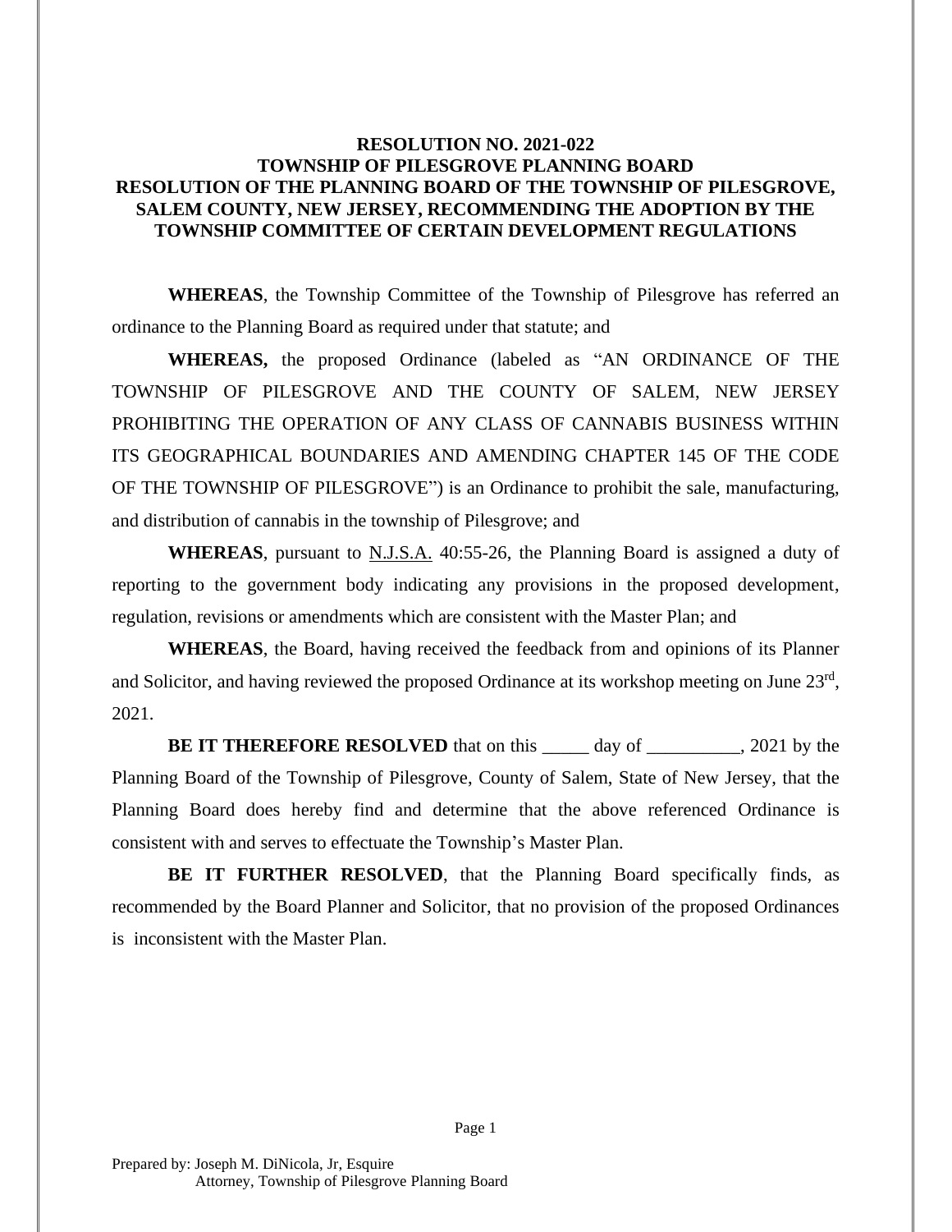**RESOLUTION NO. 2021-022**
**TOWNSHIP OF PILESGROVE PLANNING BOARD**
**RESOLUTION OF THE PLANNING BOARD OF THE TOWNSHIP OF PILESGROVE, SALEM COUNTY, NEW JERSEY, RECOMMENDING THE ADOPTION BY THE TOWNSHIP COMMITTEE OF CERTAIN DEVELOPMENT REGULATIONS**

**WHEREAS**, the Township Committee of the Township of Pilesgrove has referred an ordinance to the Planning Board as required under that statute; and

**WHEREAS,** the proposed Ordinance (labeled as "AN ORDINANCE OF THE TOWNSHIP OF PILESGROVE AND THE COUNTY OF SALEM, NEW JERSEY PROHIBITING THE OPERATION OF ANY CLASS OF CANNABIS BUSINESS WITHIN ITS GEOGRAPHICAL BOUNDARIES AND AMENDING CHAPTER 145 OF THE CODE OF THE TOWNSHIP OF PILESGROVE") is an Ordinance to prohibit the sale, manufacturing, and distribution of cannabis in the township of Pilesgrove; and

**WHEREAS**, pursuant to N.J.S.A. 40:55-26, the Planning Board is assigned a duty of reporting to the government body indicating any provisions in the proposed development, regulation, revisions or amendments which are consistent with the Master Plan; and

**WHEREAS**, the Board, having received the feedback from and opinions of its Planner and Solicitor, and having reviewed the proposed Ordinance at its workshop meeting on June 23rd, 2021.

**BE IT THEREFORE RESOLVED** that on this _____ day of __________, 2021 by the Planning Board of the Township of Pilesgrove, County of Salem, State of New Jersey, that the Planning Board does hereby find and determine that the above referenced Ordinance is consistent with and serves to effectuate the Township's Master Plan.

**BE IT FURTHER RESOLVED**, that the Planning Board specifically finds, as recommended by the Board Planner and Solicitor, that no provision of the proposed Ordinances is inconsistent with the Master Plan.

Prepared by: Joseph M. DiNicola, Jr, Esquire
Attorney, Township of Pilesgrove Planning Board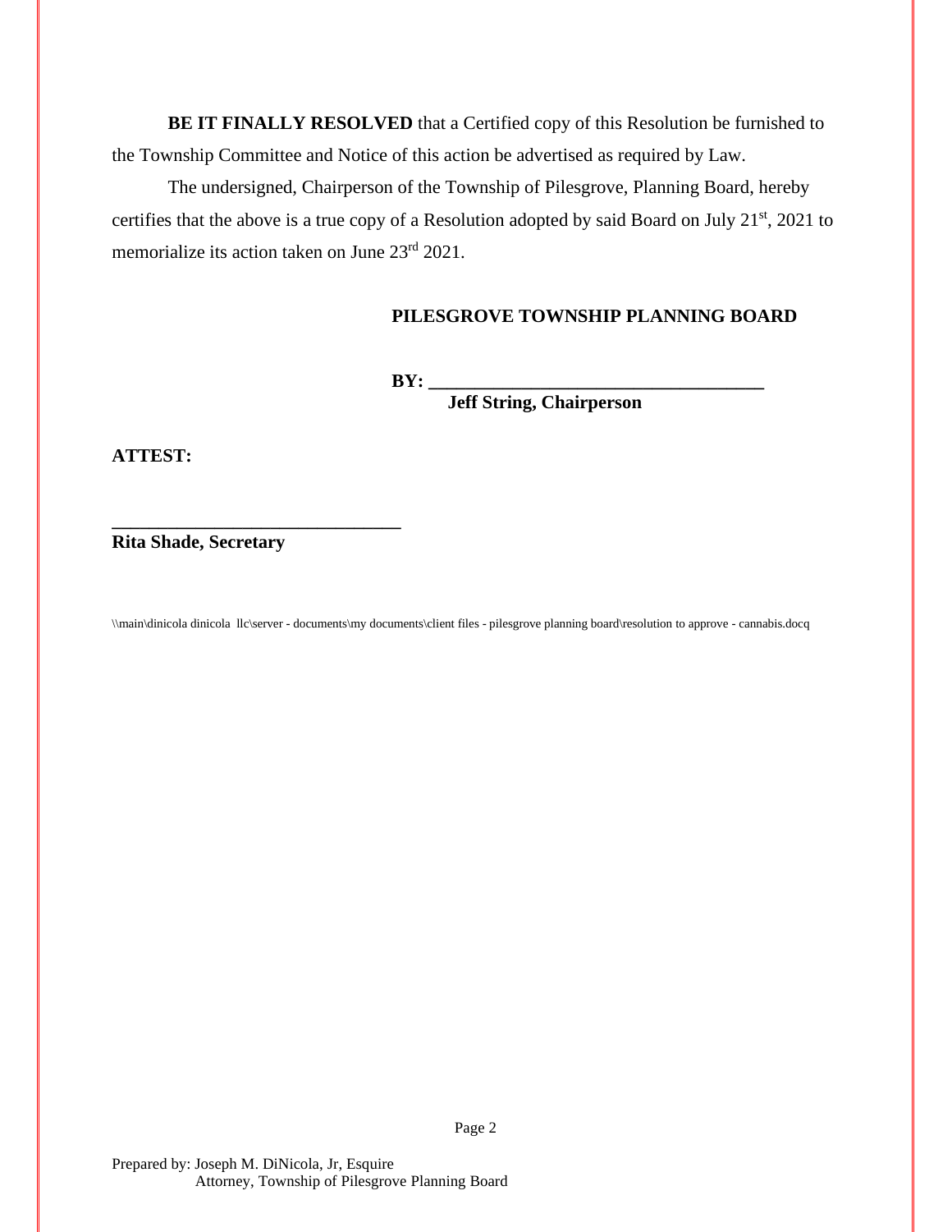**BE IT FINALLY RESOLVED** that a Certified copy of this Resolution be furnished to the Township Committee and Notice of this action be advertised as required by Law.

The undersigned, Chairperson of the Township of Pilesgrove, Planning Board, hereby certifies that the above is a true copy of a Resolution adopted by said Board on July 21st, 2021 to memorialize its action taken on June 23rd 2021.

**PILESGROVE TOWNSHIP PLANNING BOARD**

**BY: ___________________________________**
**Jeff String, Chairperson**

**ATTEST:**

**______________________________**
**Rita Shade, Secretary**

\\main\dinicola dinicola llc\server - documents\my documents\client files - pilesgrove planning board\resolution to approve - cannabis.docq

Prepared by: Joseph M. DiNicola, Jr, Esquire
Attorney, Township of Pilesgrove Planning Board